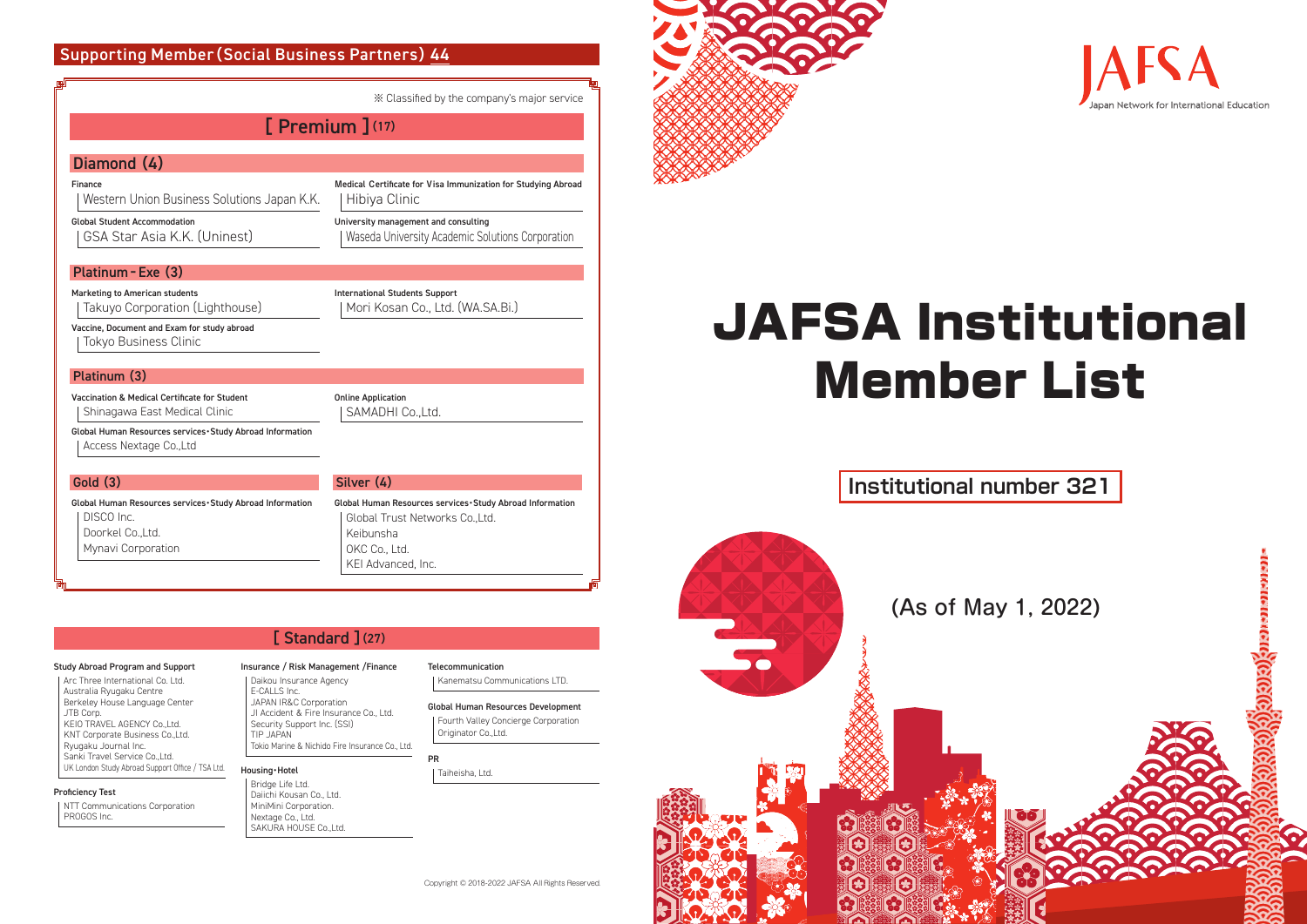# JAFSA Institutional Member List

JAFSA
Japan Network for International Education

## Institutional number 321

(As of May 1, 2022)

## Supporting Member (Social Business Partners) 44

※ Classified by the company's major service

### [ Premium ] (17)

#### Diamond (4)

**Finance**
- Western Union Business Solutions Japan K.K.

**Medical Certificate for Visa Immunization for Studying Abroad**
- Hibiya Clinic

**Global Student Accommodation**
- GSA Star Asia K.K. (Uninest)

**University management and consulting**
- Waseda University Academic Solutions Corporation

#### Platinum - Exe (3)

**Marketing to American students**
- Takuyo Corporation (Lighthouse)

**International Students Support**
- Mori Kosan Co., Ltd. (WA.SA.Bi.)

**Vaccine, Document and Exam for study abroad**
- Tokyo Business Clinic

#### Platinum (3)

**Vaccination & Medical Certificate for Student**
- Shinagawa East Medical Clinic

**Online Application**
- SAMADHI Co.,Ltd.

**Global Human Resources services・Study Abroad Information**
- Access Nextage Co.,Ltd

#### Gold (3)

**Global Human Resources services・Study Abroad Information**
- DISCO Inc.
- Doorkel Co.,Ltd.
- Mynavi Corporation

#### Silver (4)

**Global Human Resources services・Study Abroad Information**
- Global Trust Networks Co.,Ltd.
- Keibunsha
- OKC Co., Ltd.
- KEI Advanced, Inc.

### [ Standard ] (27)

**Study Abroad Program and Support**
- Arc Three International Co. Ltd.
- Australia Ryugaku Centre
- Berkeley House Language Center
- JTB Corp.
- KEIO TRAVEL AGENCY Co.,Ltd.
- KNT Corporate Business Co.,Ltd.
- Ryugaku Journal Inc.
- Sanki Travel Service Co.,Ltd.
- UK London Study Abroad Support Office / TSA Ltd.

**Proficiency Test**
- NTT Communications Corporation
- PROGOS Inc.

**Insurance / Risk Management /Finance**
- Daikou Insurance Agency
- E-CALLS Inc.
- JAPAN IR&C Corporation
- JI Accident & Fire Insurance Co., Ltd.
- Security Support Inc. (SSI)
- TIP JAPAN
- Tokio Marine & Nichido Fire Insurance Co., Ltd.

**Housing・Hotel**
- Bridge Life Ltd.
- Daiichi Kousan Co., Ltd.
- MiniMini Corporation.
- Nextage Co., Ltd.
- SAKURA HOUSE Co.,Ltd.

**Telecommunication**
- Kanematsu Communications LTD.

**Global Human Resources Development**
- Fourth Valley Concierge Corporation
- Originator Co.,Ltd.

**PR**
- Taiheisha, Ltd.

Copyright © 2018-2022 JAFSA All Rights Reserved.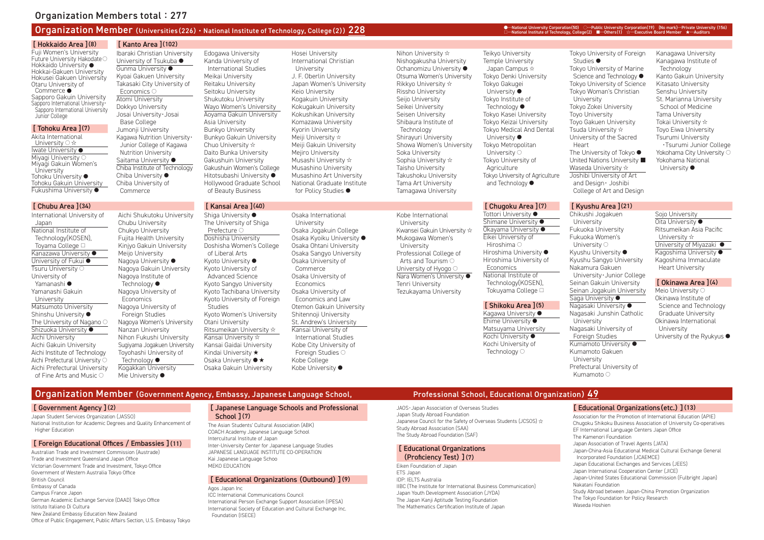# Organization Members total：277

## Organization Member (Universities(226)・National Institute of Technology, College(2)) 228

●…National University Corporation(50)　○…Public University Corporation(19)　[No mark]…Private University (156)
□…National Institute of Technology, College(2)　■…Others(1)　☆…Executive Board Member　★…Auditors

### [ Hokkaido Area ](8)

Fuji Women's University
Future University Hakodate ○
Hokkaido University ●
Hokkai-Gakuen University
Hokusei Gakuen University
Otaru University of Commerce ●
Sapporo Gakuin University
Sapporo International University・Sapporo International University Junior College

### [ Tohoku Area ](7)

Akita International University ○☆
Iwate University ●
Miyagi University ○
Miyagi Gakuin Women's University
Tohoku University ●
Tohoku Gakuin University
Fukushima University ●

### [ Kanto Area ](102)

Ibaraki Christian University
University of Tsukuba ●
Gunma University ●
Kyoai Gakuen University
Takasaki City University of Economics ○
Atomi University
Dokkyo University
Josai University・Josai Base College
Jumonji University
Kagawa Nutrition University・Junior College of Kagawa Nutrition University
Saitama University ●
Chiba Institute of Technology
Chiba University ●
Chiba University of Commerce
Edogawa University
Kanda University of International Studies
Meikai University
Reitaku University
Seitoku University
Shukutoku University
Wayo Women's University
Aoyama Gakuin University
Asia University
Bunkyo University
Bunkyo Gakuin University
Chuo University ☆
Daito Bunka University
Gakushuin University
Gakushuin Women's College
Hitotsubashi University ●
Hollywood Graduate School of Beauty Business
Hosei University
International Christian University
J. F. Oberlin University
Japan Women's University
Keio University
Kogakuin University
Kokugakuin University
Kokushikan University
Komazawa University
Kyorin University
Meiji University ☆
Meiji Gakuin University
Mejiro University
Musashi University ☆
Musashino University
Musashino Art University
National Graduate Institute for Policy Studies ●
Nihon University ☆
Nishogakusha University
Ochanomizu University ●
Otsuma Women's University
Rikkyo University ☆
Rissho University
Seijo University
Seikei University
Seisen University
Shibaura Institute of Technology
Shirayuri University
Showa Women's University
Soka University
Sophia University ☆
Taisho University
Takushoku University
Tama Art University
Tamagawa University
Teikyo University
Temple University Japan Campus ☆
Tokyo Denki University
Tokyo Gakugei University ●
Tokyo Institute of Technology ●
Tokyo Kasei University
Tokyo Keizai University
Tokyo Medical And Dental University ●
Tokyo Metropolitan University ○
Tokyo University of Agriculture
Tokyo University of Agriculture and Technology ●
Tokyo University of Foreign Studies ●
Tokyo University of Marine Science and Technology ●
Tokyo University of Science
Tokyo Woman's Christian University
Tokyo Zokei University
Toyo University
Toyo Gakuen University
Tsuda University ☆
University of the Sacred Heart
The University of Tokyo ●
United Nations University ■
Waseda University ☆
Joshibi University of Art and Design・Joshibi College of Art and Design
Kanagawa University
Kanagawa Institute of Technology
Kanto Gakuin University
Kitasato University
Senshu University
St. Marianna University School of Medicine
Tama University
Tokai University ☆
Toyo Eiwa University
Tsurumi University・Tsurumi Junior College
Yokohama City University ○
Yokohama National University ●

### [ Chubu Area ](34)

International University of Japan
National Institute of Technology(KOSEN), Toyama College □
Kanazawa University ●
University of Fukui ●
Tsuru University ○
University of Yamanashi ●
Yamanashi Gakuin University
Matsumoto University
Shinshu University ●
The University of Nagano ○
Shizuoka University ●
Aichi University
Aichi Gakuin University
Aichi Institute of Technology
Aichi Prefectural University ○
Aichi Prefectural University of Fine Arts and Music ○
Aichi Shukutoku University
Chubu University
Chukyo University
Fujita Health University
Kinjyo Gakuin University
Meijo University
Nagoya University ●
Nagoya Gakuin University
Nagoya Institute of Technology ●
Nagoya University of Economics
Nagoya University of Foreign Studies
Nagoya Women's University
Nanzan University
Nihon Fukushi University
Sugiyama Jogakuen University
Toyohashi University of Technology ●
Kogakkan University
Mie University ●

### [ Kansai Area ](40)

Shiga University ●
The University of Shiga Prefecture ○
Doshisha University
Doshisha Women's College of Liberal Arts
Kyoto University ●
Kyoto University of Advanced Science
Kyoto Sangyo University
Kyoto Tachibana University
Kyoto University of Foreign Studies
Kyoto Women's University
Otani University
Ritsumeikan University ☆
Kansai University ☆
Kansai Gaidai University
Kindai University ★
Osaka University ●★
Osaka Gakuin University
Osaka International University
Osaka Jogakuin College
Osaka Kyoiku University ●
Osaka Ohtani University
Osaka Sangyo University
Osaka University of Commerce
Osaka University of Economics
Osaka University of Economics and Law
Otemon Gakuin University
Shitennoji University
St. Andrew's University
Kansai University of International Studies
Kobe City University of Foreign Studies ○
Kobe College
Kobe University ●
Kobe International University
Kwansei Gakuin University ☆
Mukogawa Women's University
Professional College of Arts and Tourism ○
University of Hyogo ○
Nara Women's University ●
Tenri University
Tezukayama University

### [ Chugoku Area ](7)

Tottori University ●
Shimane University ●
Okayama University ●
Eikei University of Hiroshima ○
Hiroshima University ●
Hiroshima University of Economics
National Institute of Technology(KOSEN), Tokuyama College □

### [ Shikoku Area ](5)

Kagawa University ●
Ehime University ●
Matsuyama University
Kochi University ●
Kochi University of Technology ○

### [ Kyushu Area ](21)

Chikushi Jogakuen University
Fukuoka University
Fukuoka Women's University ○
Kyushu University ●
Kyushu Sangyo University
Nakamura Gakuen University・Junior College
Seinan Gakuin University
Seinan Jogakuin University
Saga University ●
Nagasaki University ●
Nagasaki Junshin Catholic University
Nagasaki University of Foreign Studies
Kumamoto University ●
Kumamoto Gakuen University
Prefectural University of Kumamoto ○
Sojo University
Oita University ●
Ritsumeikan Asia Pacific University ☆
University of Miyazaki ●
Kagoshima University ●
Kagoshima Immaculate Heart University

### [ Okinawa Area ](4)

Meio University ○
Okinawa Institute of Science and Technology Graduate University
Okinawa International University
University of the Ryukyus ●

## Organization Member (Government Agency, Embassy, Japanese Language School, Professional School, Educational Organization) 49

### [ Government Agency ](2)

Japan Student Services Organization (JASSO)
National Institution for Academic Degrees and Quality Enhancement of Higher Education

### [ Foreign Educational Offices / Embassies ](11)

Australian Trade and Investment Commission (Austrade)
Trade and Investment Queensland Japan Office
Victorian Government Trade and Investment, Tokyo Office
Government of Western Australia Tokyo Office
British Council
Embassy of Canada
Campus France Japon
German Academic Exchange Service (DAAD) Tokyo Office
Istituto Italiano Di Cultura
New Zealand Embassy Education New Zealand
Office of Public Engagement, Public Affairs Section, U.S. Embassy Tokyo

### [ Japanese Language Schools and Professional School ](7)

The Asian Students' Cultural Association (ABK)
COACH Academy Japanese Language School
Intercultural Institute of Japan
Inter-University Center for Japanese Language Studies
JAPANESE LANGUAGE INSTITUTE CO-OPERATION
Kai Japanese Language Schoo
MEKO EDUCATION

### [ Educational Organizations (Outbound) ](9)

Agos Japan Inc
ICC International Communications Council
International Person Exchange Support Association (IPESA)
International Society of Education and Cultural Exchange Inc. Foundation (ISECE)
JAOS・Japan Association of Overseas Studies
Japan Study Abroad Foundation
Japanese Council for the Safety of Overseas Students (JCSOS) ☆
Study Abroad Association (SAA)
The Study Abroad Foundation (SAF)

### [ Educational Organizations (Proficiency Test) ](7)

Eiken Foundation of Japan
ETS Japan
IDP: IELTS Australia
IIBC (The Institute for International Business Communication)
Japan Youth Development Association (JYDA)
The Japan Kanji Aptitude Testing Foundation
The Mathematics Certification Institute of Japan

### [ Educational Organizations (etc.) ](13)

Association for the Promotion of International Education (APIE)
Chugoku Shikoku Business Association of University Co-operatives
EF International Language Centers Japan Office
The Kamenori Foundation
Japan Association of Travel Agents (JATA)
Japan-China-Asia Educational Medical Cultural Exchange General Incorporated Foundation (JCAEMCE)
Japan Educational Exchanges and Services (JEES)
Japan International Cooperation Center (JICE)
Japan-United States Educational Commission (Fulbright Japan)
Nakatani Foundation
Study Abroad between Japan-China Promotion Organization
The Tokyo Foundation for Policy Research
Waseda Hoshien